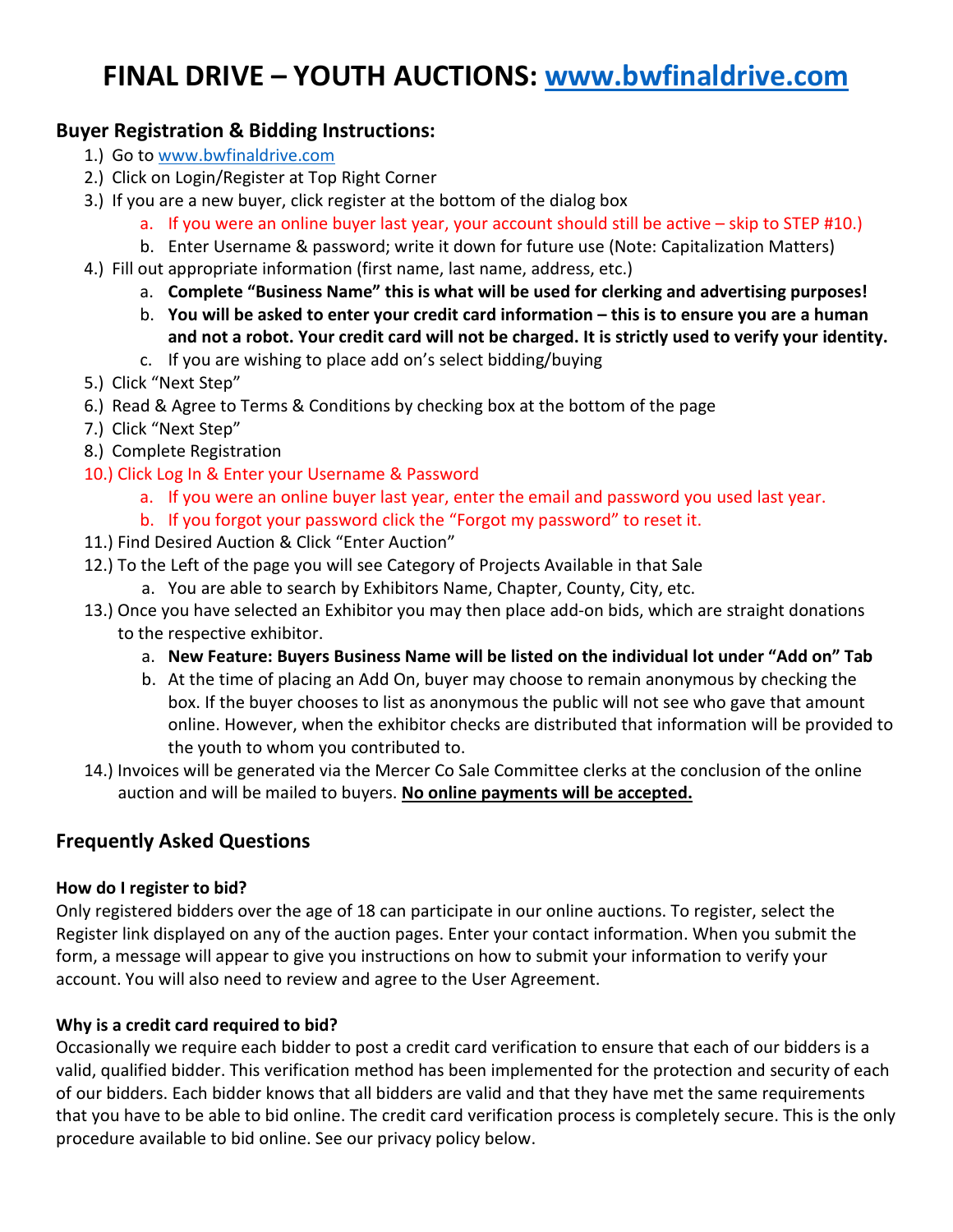# FINAL DRIVE – YOUTH AUCTIONS: www.bwfinaldrive.com

## Buyer Registration & Bidding Instructions:

1.) Go to www.bwfinaldrive.com

2.) Click on Login/Register at Top Right Corner

3.) If you are a new buyer, click register at the bottom of the dialog box
   - a. If you were an online buyer last year, your account should still be active – skip to STEP #10.)
   - b. Enter Username & password; write it down for future use (Note: Capitalization Matters)

4.) Fill out appropriate information (first name, last name, address, etc.)
   - a. **Complete "Business Name" this is what will be used for clerking and advertising purposes!**
   - b. **You will be asked to enter your credit card information – this is to ensure you are a human and not a robot. Your credit card will not be charged. It is strictly used to verify your identity.**
   - c. If you are wishing to place add on's select bidding/buying

5.) Click "Next Step"

6.) Read & Agree to Terms & Conditions by checking box at the bottom of the page

7.) Click "Next Step"

8.) Complete Registration

10.) Click Log In & Enter your Username & Password
   - a. If you were an online buyer last year, enter the email and password you used last year.
   - b. If you forgot your password click the "Forgot my password" to reset it.

11.) Find Desired Auction & Click "Enter Auction"

12.) To the Left of the page you will see Category of Projects Available in that Sale
   - a. You are able to search by Exhibitors Name, Chapter, County, City, etc.

13.) Once you have selected an Exhibitor you may then place add-on bids, which are straight donations to the respective exhibitor.
   - a. **New Feature: Buyers Business Name will be listed on the individual lot under "Add on" Tab**
   - b. At the time of placing an Add On, buyer may choose to remain anonymous by checking the box. If the buyer chooses to list as anonymous the public will not see who gave that amount online. However, when the exhibitor checks are distributed that information will be provided to the youth to whom you contributed to.

14.) Invoices will be generated via the Mercer Co Sale Committee clerks at the conclusion of the online auction and will be mailed to buyers. **<u>No online payments will be accepted.</u>**

## Frequently Asked Questions

**How do I register to bid?**

Only registered bidders over the age of 18 can participate in our online auctions. To register, select the Register link displayed on any of the auction pages. Enter your contact information. When you submit the form, a message will appear to give you instructions on how to submit your information to verify your account. You will also need to review and agree to the User Agreement.

**Why is a credit card required to bid?**

Occasionally we require each bidder to post a credit card verification to ensure that each of our bidders is a valid, qualified bidder. This verification method has been implemented for the protection and security of each of our bidders. Each bidder knows that all bidders are valid and that they have met the same requirements that you have to be able to bid online. The credit card verification process is completely secure. This is the only procedure available to bid online. See our privacy policy below.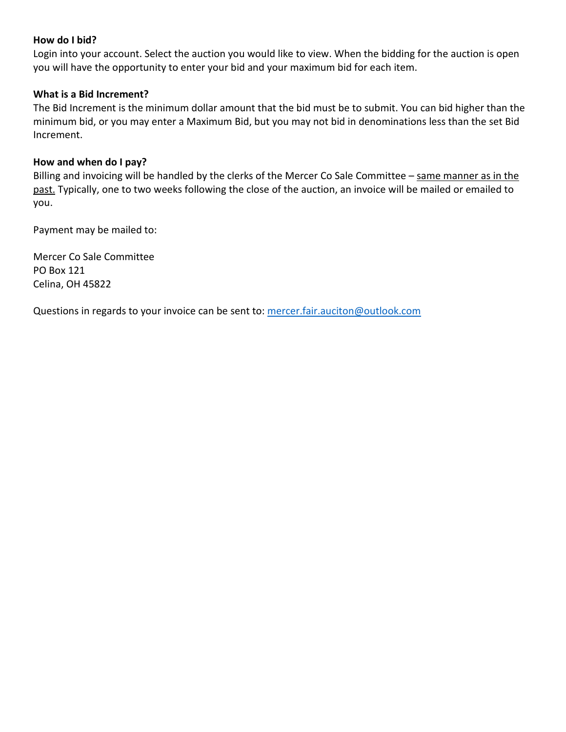**How do I bid?**
Login into your account. Select the auction you would like to view. When the bidding for the auction is open you will have the opportunity to enter your bid and your maximum bid for each item.

**What is a Bid Increment?**
The Bid Increment is the minimum dollar amount that the bid must be to submit. You can bid higher than the minimum bid, or you may enter a Maximum Bid, but you may not bid in denominations less than the set Bid Increment.

**How and when do I pay?**
Billing and invoicing will be handled by the clerks of the Mercer Co Sale Committee – same manner as in the past. Typically, one to two weeks following the close of the auction, an invoice will be mailed or emailed to you.

Payment may be mailed to:

Mercer Co Sale Committee
PO Box 121
Celina, OH 45822

Questions in regards to your invoice can be sent to: mercer.fair.auciton@outlook.com